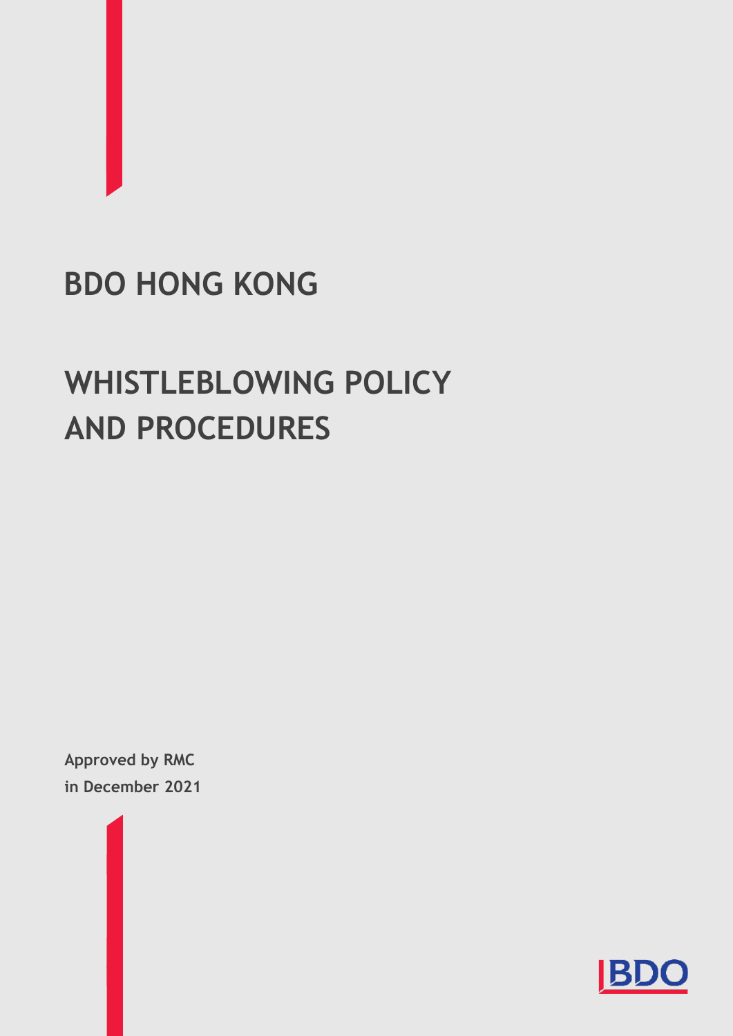# BDO HONG KONG

# WHISTLEBLOWING POLICY AND PROCEDURES

**Approved by RMC**
**in December 2021**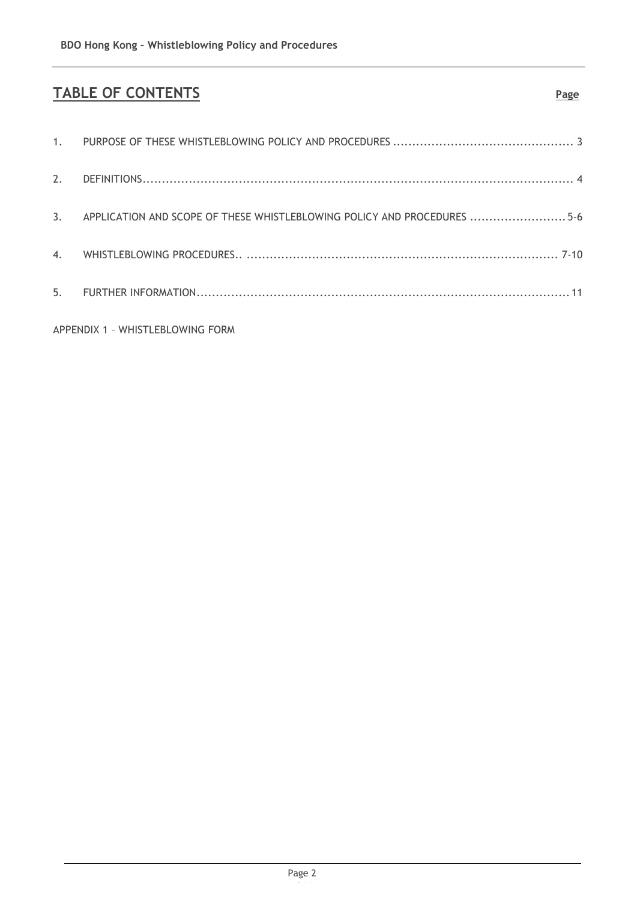# TABLE OF CONTENTS

| | | Page |
|---|---|---|
| 1. | PURPOSE OF THESE WHISTLEBLOWING POLICY AND PROCEDURES | 3 |
| 2. | DEFINITIONS | 4 |
| 3. | APPLICATION AND SCOPE OF THESE WHISTLEBLOWING POLICY AND PROCEDURES | 5-6 |
| 4. | WHISTLEBLOWING PROCEDURES | 7-10 |
| 5. | FURTHER INFORMATION | 11 |

APPENDIX 1 – WHISTLEBLOWING FORM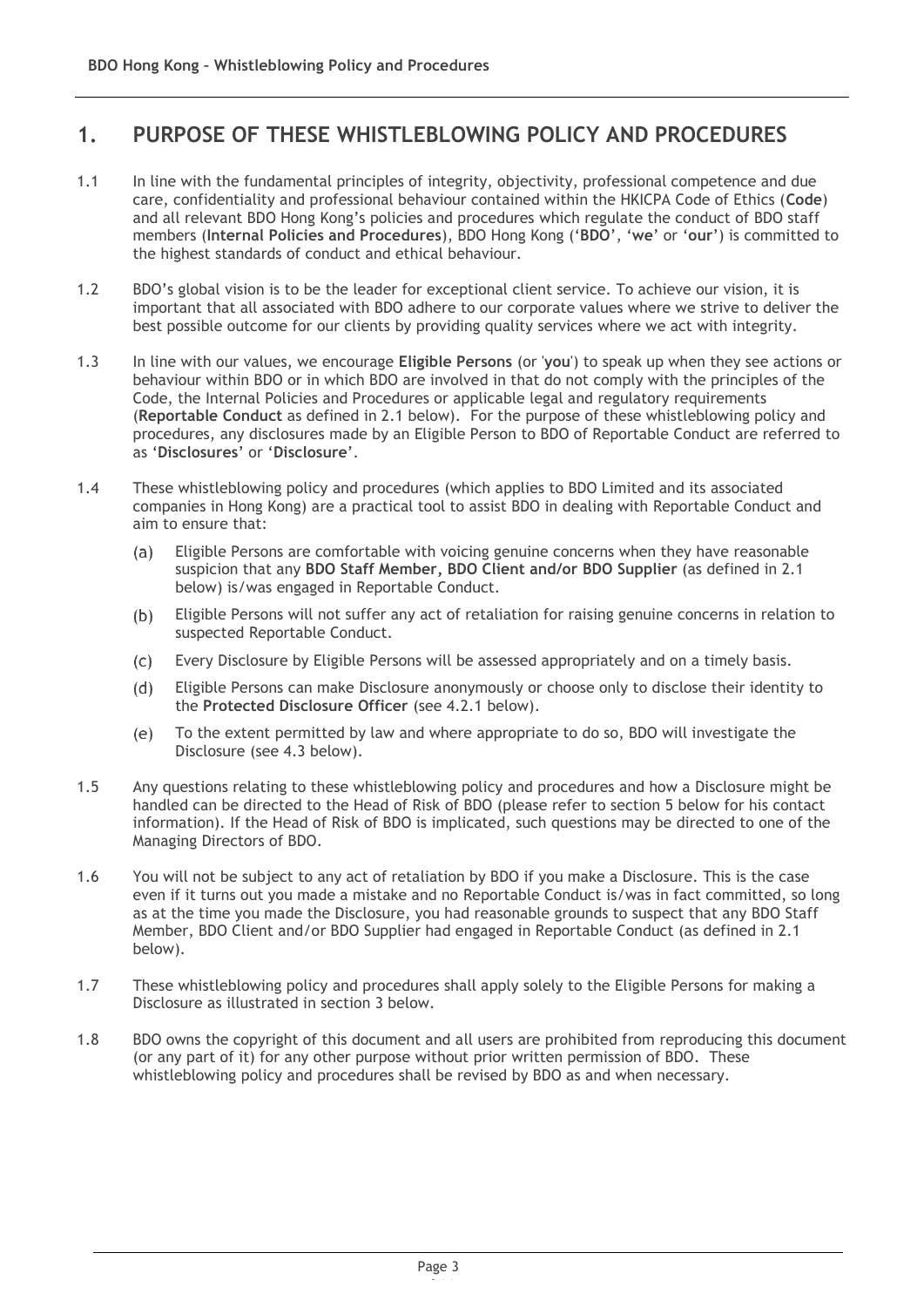# 1. PURPOSE OF THESE WHISTLEBLOWING POLICY AND PROCEDURES

1.1 In line with the fundamental principles of integrity, objectivity, professional competence and due care, confidentiality and professional behaviour contained within the HKICPA Code of Ethics (**Code**) and all relevant BDO Hong Kong's policies and procedures which regulate the conduct of BDO staff members (**Internal Policies and Procedures**), BDO Hong Kong ('**BDO**', '**we**' or '**our**') is committed to the highest standards of conduct and ethical behaviour.

1.2 BDO's global vision is to be the leader for exceptional client service. To achieve our vision, it is important that all associated with BDO adhere to our corporate values where we strive to deliver the best possible outcome for our clients by providing quality services where we act with integrity.

1.3 In line with our values, we encourage **Eligible Persons** (or '**you**') to speak up when they see actions or behaviour within BDO or in which BDO are involved in that do not comply with the principles of the Code, the Internal Policies and Procedures or applicable legal and regulatory requirements (**Reportable Conduct** as defined in 2.1 below). For the purpose of these whistleblowing policy and procedures, any disclosures made by an Eligible Person to BDO of Reportable Conduct are referred to as '**Disclosures**' or '**Disclosure**'.

1.4 These whistleblowing policy and procedures (which applies to BDO Limited and its associated companies in Hong Kong) are a practical tool to assist BDO in dealing with Reportable Conduct and aim to ensure that:

(a) Eligible Persons are comfortable with voicing genuine concerns when they have reasonable suspicion that any **BDO Staff Member, BDO Client and/or BDO Supplier** (as defined in 2.1 below) is/was engaged in Reportable Conduct.

(b) Eligible Persons will not suffer any act of retaliation for raising genuine concerns in relation to suspected Reportable Conduct.

(c) Every Disclosure by Eligible Persons will be assessed appropriately and on a timely basis.

(d) Eligible Persons can make Disclosure anonymously or choose only to disclose their identity to the **Protected Disclosure Officer** (see 4.2.1 below).

(e) To the extent permitted by law and where appropriate to do so, BDO will investigate the Disclosure (see 4.3 below).

1.5 Any questions relating to these whistleblowing policy and procedures and how a Disclosure might be handled can be directed to the Head of Risk of BDO (please refer to section 5 below for his contact information). If the Head of Risk of BDO is implicated, such questions may be directed to one of the Managing Directors of BDO.

1.6 You will not be subject to any act of retaliation by BDO if you make a Disclosure. This is the case even if it turns out you made a mistake and no Reportable Conduct is/was in fact committed, so long as at the time you made the Disclosure, you had reasonable grounds to suspect that any BDO Staff Member, BDO Client and/or BDO Supplier had engaged in Reportable Conduct (as defined in 2.1 below).

1.7 These whistleblowing policy and procedures shall apply solely to the Eligible Persons for making a Disclosure as illustrated in section 3 below.

1.8 BDO owns the copyright of this document and all users are prohibited from reproducing this document (or any part of it) for any other purpose without prior written permission of BDO. These whistleblowing policy and procedures shall be revised by BDO as and when necessary.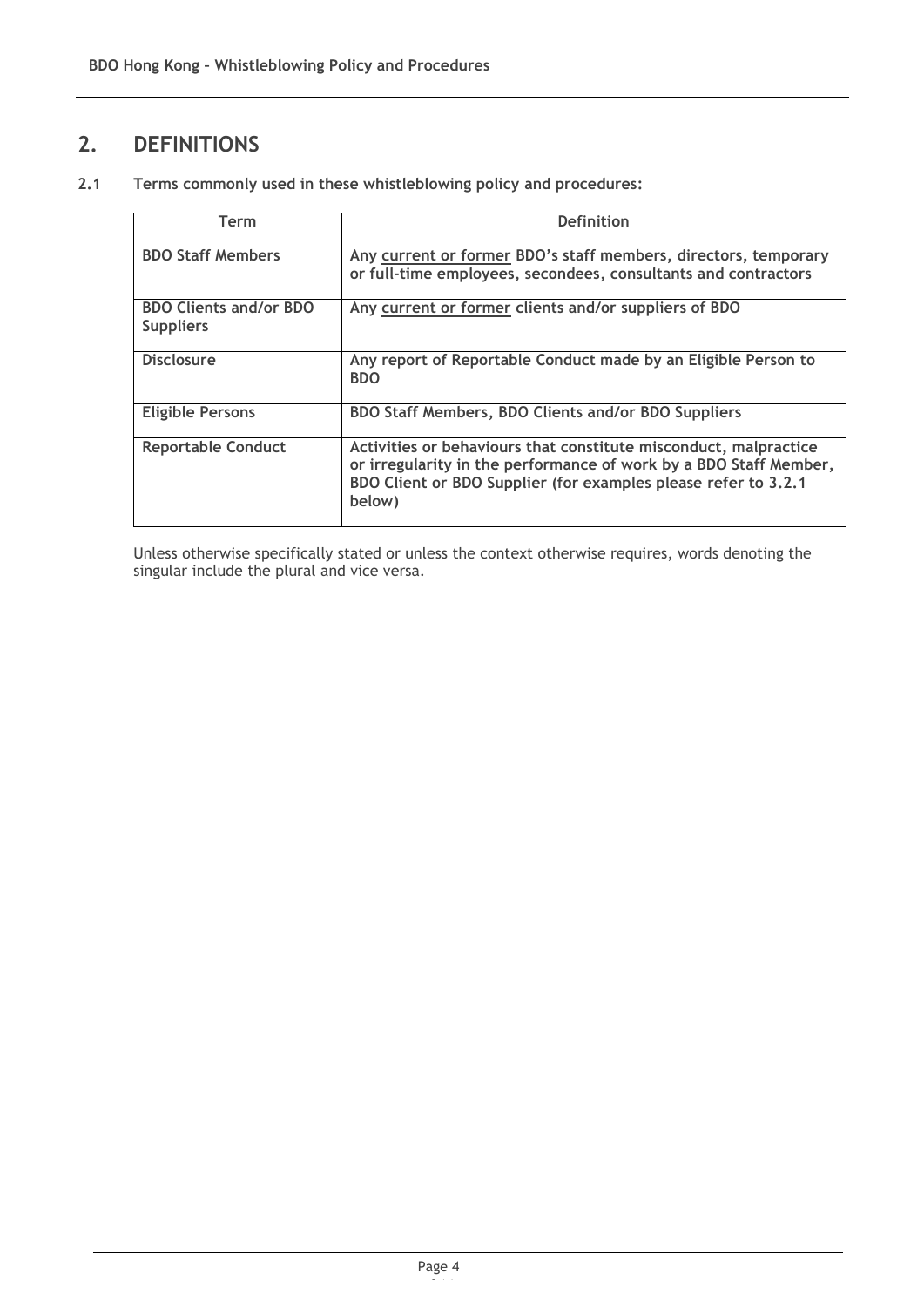## 2. DEFINITIONS

**2.1 Terms commonly used in these whistleblowing policy and procedures:**

| Term | Definition |
|---|---|
| **BDO Staff Members** | **Any current or former BDO's staff members, directors, temporary or full-time employees, secondees, consultants and contractors** |
| **BDO Clients and/or BDO Suppliers** | **Any current or former clients and/or suppliers of BDO** |
| **Disclosure** | **Any report of Reportable Conduct made by an Eligible Person to BDO** |
| **Eligible Persons** | **BDO Staff Members, BDO Clients and/or BDO Suppliers** |
| **Reportable Conduct** | **Activities or behaviours that constitute misconduct, malpractice or irregularity in the performance of work by a BDO Staff Member, BDO Client or BDO Supplier (for examples please refer to 3.2.1 below)** |

Unless otherwise specifically stated or unless the context otherwise requires, words denoting the singular include the plural and vice versa.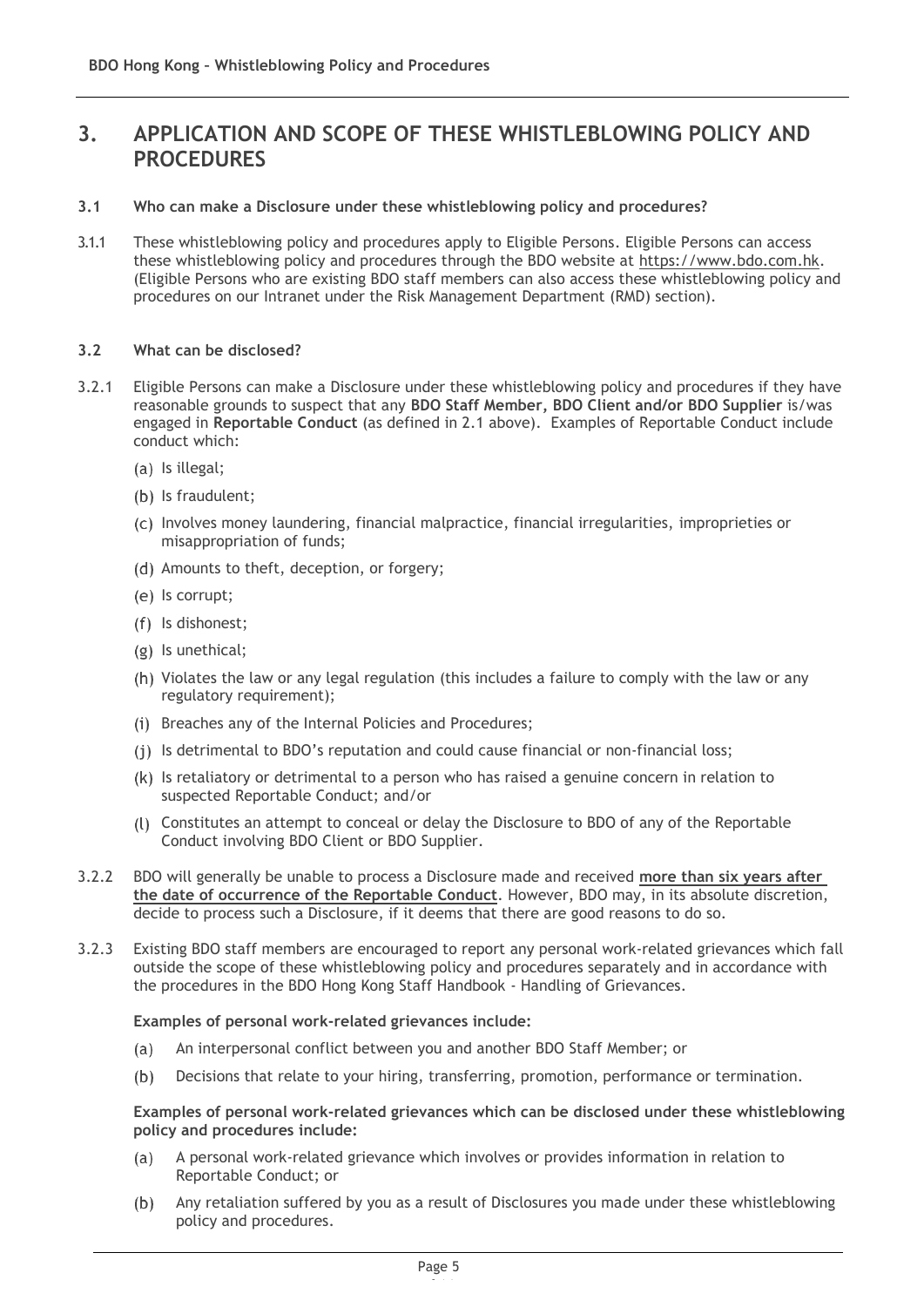## 3. APPLICATION AND SCOPE OF THESE WHISTLEBLOWING POLICY AND PROCEDURES

### 3.1 Who can make a Disclosure under these whistleblowing policy and procedures?

3.1.1 These whistleblowing policy and procedures apply to Eligible Persons. Eligible Persons can access these whistleblowing policy and procedures through the BDO website at https://www.bdo.com.hk. (Eligible Persons who are existing BDO staff members can also access these whistleblowing policy and procedures on our Intranet under the Risk Management Department (RMD) section).

### 3.2 What can be disclosed?

3.2.1 Eligible Persons can make a Disclosure under these whistleblowing policy and procedures if they have reasonable grounds to suspect that any **BDO Staff Member, BDO Client and/or BDO Supplier** is/was engaged in **Reportable Conduct** (as defined in 2.1 above). Examples of Reportable Conduct include conduct which:

(a) Is illegal;

(b) Is fraudulent;

(c) Involves money laundering, financial malpractice, financial irregularities, improprieties or misappropriation of funds;

(d) Amounts to theft, deception, or forgery;

(e) Is corrupt;

(f) Is dishonest;

(g) Is unethical;

(h) Violates the law or any legal regulation (this includes a failure to comply with the law or any regulatory requirement);

(i) Breaches any of the Internal Policies and Procedures;

(j) Is detrimental to BDO's reputation and could cause financial or non-financial loss;

(k) Is retaliatory or detrimental to a person who has raised a genuine concern in relation to suspected Reportable Conduct; and/or

(l) Constitutes an attempt to conceal or delay the Disclosure to BDO of any of the Reportable Conduct involving BDO Client or BDO Supplier.

3.2.2 BDO will generally be unable to process a Disclosure made and received **more than six years after the date of occurrence of the Reportable Conduct**. However, BDO may, in its absolute discretion, decide to process such a Disclosure, if it deems that there are good reasons to do so.

3.2.3 Existing BDO staff members are encouraged to report any personal work-related grievances which fall outside the scope of these whistleblowing policy and procedures separately and in accordance with the procedures in the BDO Hong Kong Staff Handbook - Handling of Grievances.

**Examples of personal work-related grievances include:**

(a) An interpersonal conflict between you and another BDO Staff Member; or

(b) Decisions that relate to your hiring, transferring, promotion, performance or termination.

**Examples of personal work-related grievances which can be disclosed under these whistleblowing policy and procedures include:**

(a) A personal work-related grievance which involves or provides information in relation to Reportable Conduct; or

(b) Any retaliation suffered by you as a result of Disclosures you made under these whistleblowing policy and procedures.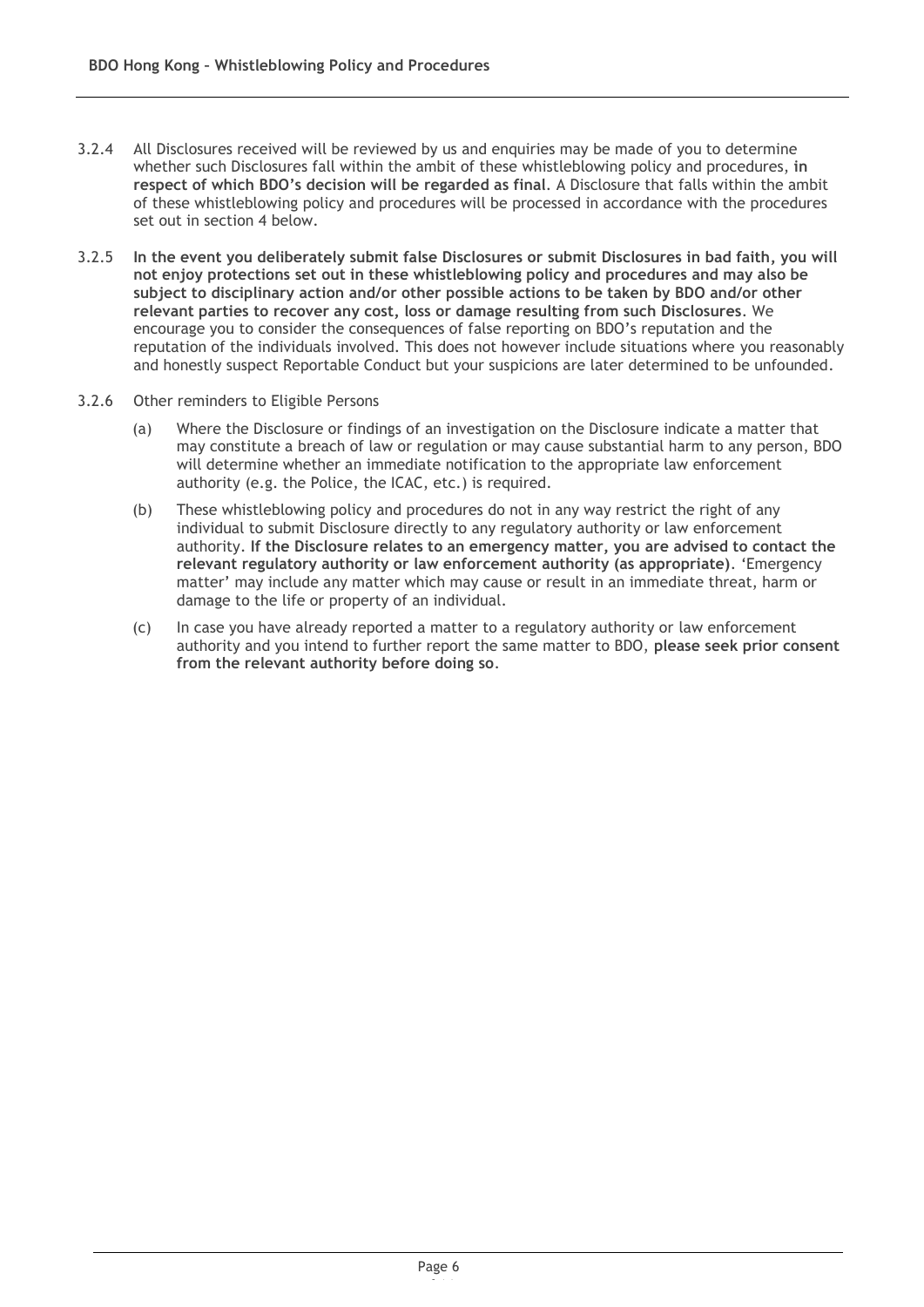3.2.4 All Disclosures received will be reviewed by us and enquiries may be made of you to determine whether such Disclosures fall within the ambit of these whistleblowing policy and procedures, **in respect of which BDO's decision will be regarded as final**. A Disclosure that falls within the ambit of these whistleblowing policy and procedures will be processed in accordance with the procedures set out in section 4 below.

3.2.5 **In the event you deliberately submit false Disclosures or submit Disclosures in bad faith, you will not enjoy protections set out in these whistleblowing policy and procedures and may also be subject to disciplinary action and/or other possible actions to be taken by BDO and/or other relevant parties to recover any cost, loss or damage resulting from such Disclosures**. We encourage you to consider the consequences of false reporting on BDO's reputation and the reputation of the individuals involved. This does not however include situations where you reasonably and honestly suspect Reportable Conduct but your suspicions are later determined to be unfounded.

3.2.6 Other reminders to Eligible Persons

(a) Where the Disclosure or findings of an investigation on the Disclosure indicate a matter that may constitute a breach of law or regulation or may cause substantial harm to any person, BDO will determine whether an immediate notification to the appropriate law enforcement authority (e.g. the Police, the ICAC, etc.) is required.

(b) These whistleblowing policy and procedures do not in any way restrict the right of any individual to submit Disclosure directly to any regulatory authority or law enforcement authority. **If the Disclosure relates to an emergency matter, you are advised to contact the relevant regulatory authority or law enforcement authority (as appropriate)**. 'Emergency matter' may include any matter which may cause or result in an immediate threat, harm or damage to the life or property of an individual.

(c) In case you have already reported a matter to a regulatory authority or law enforcement authority and you intend to further report the same matter to BDO, **please seek prior consent from the relevant authority before doing so**.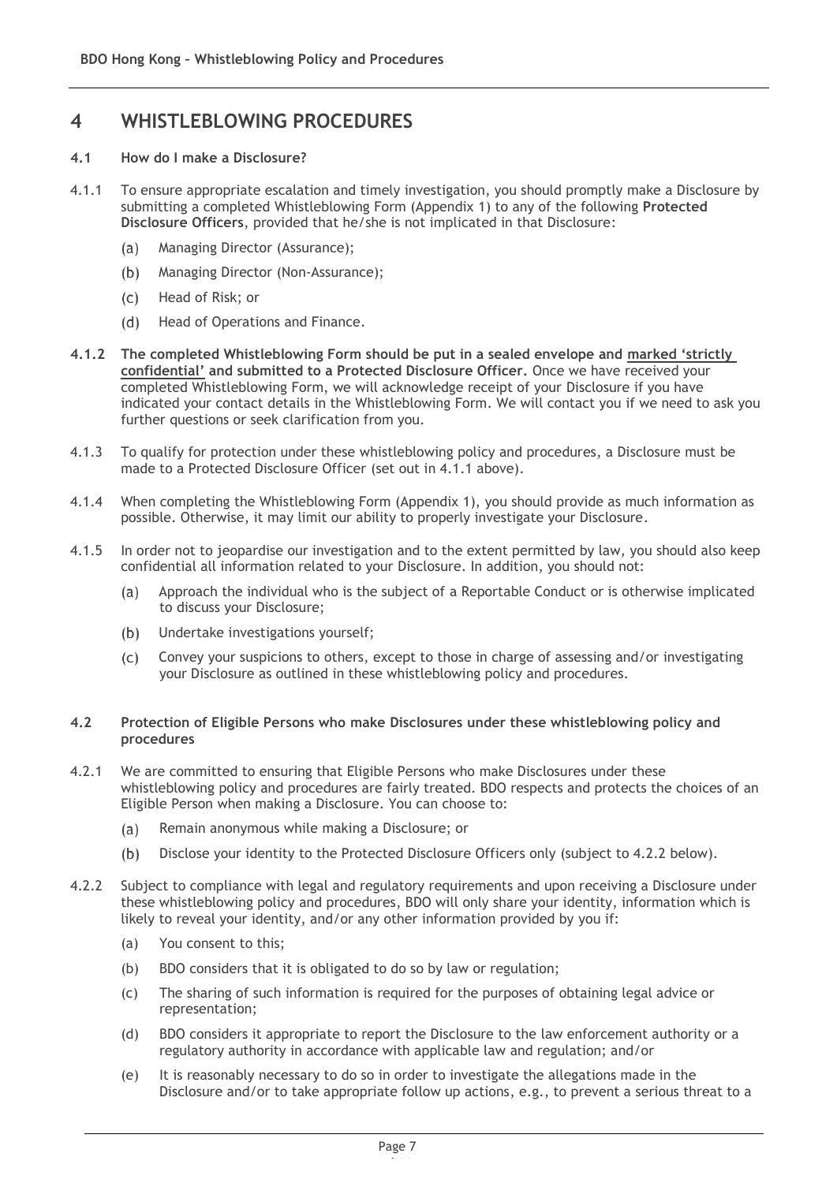# 4 WHISTLEBLOWING PROCEDURES

### 4.1 How do I make a Disclosure?

4.1.1 To ensure appropriate escalation and timely investigation, you should promptly make a Disclosure by submitting a completed Whistleblowing Form (Appendix 1) to any of the following **Protected Disclosure Officers**, provided that he/she is not implicated in that Disclosure:

(a) Managing Director (Assurance);

(b) Managing Director (Non-Assurance);

(c) Head of Risk; or

(d) Head of Operations and Finance.

**4.1.2 The completed Whistleblowing Form should be put in a sealed envelope and marked 'strictly confidential' and submitted to a Protected Disclosure Officer.** Once we have received your completed Whistleblowing Form, we will acknowledge receipt of your Disclosure if you have indicated your contact details in the Whistleblowing Form. We will contact you if we need to ask you further questions or seek clarification from you.

4.1.3 To qualify for protection under these whistleblowing policy and procedures, a Disclosure must be made to a Protected Disclosure Officer (set out in 4.1.1 above).

4.1.4 When completing the Whistleblowing Form (Appendix 1), you should provide as much information as possible. Otherwise, it may limit our ability to properly investigate your Disclosure.

4.1.5 In order not to jeopardise our investigation and to the extent permitted by law, you should also keep confidential all information related to your Disclosure. In addition, you should not:

(a) Approach the individual who is the subject of a Reportable Conduct or is otherwise implicated to discuss your Disclosure;

(b) Undertake investigations yourself;

(c) Convey your suspicions to others, except to those in charge of assessing and/or investigating your Disclosure as outlined in these whistleblowing policy and procedures.

### 4.2 Protection of Eligible Persons who make Disclosures under these whistleblowing policy and procedures

4.2.1 We are committed to ensuring that Eligible Persons who make Disclosures under these whistleblowing policy and procedures are fairly treated. BDO respects and protects the choices of an Eligible Person when making a Disclosure. You can choose to:

(a) Remain anonymous while making a Disclosure; or

(b) Disclose your identity to the Protected Disclosure Officers only (subject to 4.2.2 below).

4.2.2 Subject to compliance with legal and regulatory requirements and upon receiving a Disclosure under these whistleblowing policy and procedures, BDO will only share your identity, information which is likely to reveal your identity, and/or any other information provided by you if:

(a) You consent to this;

(b) BDO considers that it is obligated to do so by law or regulation;

(c) The sharing of such information is required for the purposes of obtaining legal advice or representation;

(d) BDO considers it appropriate to report the Disclosure to the law enforcement authority or a regulatory authority in accordance with applicable law and regulation; and/or

(e) It is reasonably necessary to do so in order to investigate the allegations made in the Disclosure and/or to take appropriate follow up actions, e.g., to prevent a serious threat to a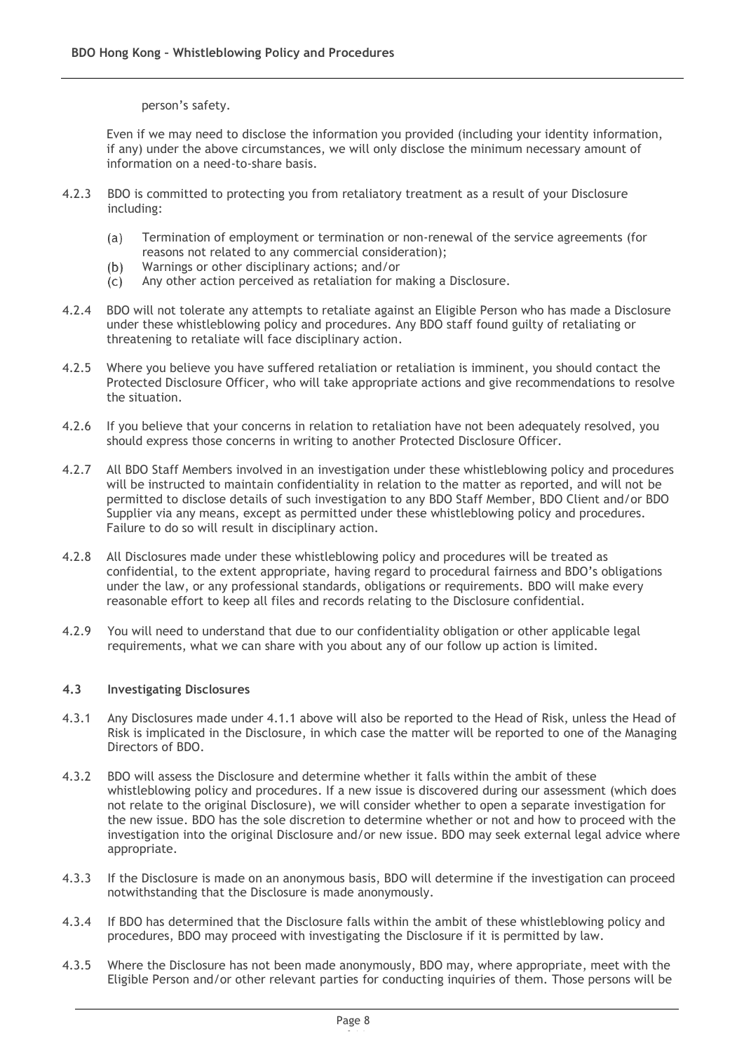person's safety.

Even if we may need to disclose the information you provided (including your identity information, if any) under the above circumstances, we will only disclose the minimum necessary amount of information on a need-to-share basis.

4.2.3 BDO is committed to protecting you from retaliatory treatment as a result of your Disclosure including:

- (a) Termination of employment or termination or non-renewal of the service agreements (for reasons not related to any commercial consideration);
- (b) Warnings or other disciplinary actions; and/or
- (c) Any other action perceived as retaliation for making a Disclosure.

4.2.4 BDO will not tolerate any attempts to retaliate against an Eligible Person who has made a Disclosure under these whistleblowing policy and procedures. Any BDO staff found guilty of retaliating or threatening to retaliate will face disciplinary action.

4.2.5 Where you believe you have suffered retaliation or retaliation is imminent, you should contact the Protected Disclosure Officer, who will take appropriate actions and give recommendations to resolve the situation.

4.2.6 If you believe that your concerns in relation to retaliation have not been adequately resolved, you should express those concerns in writing to another Protected Disclosure Officer.

4.2.7 All BDO Staff Members involved in an investigation under these whistleblowing policy and procedures will be instructed to maintain confidentiality in relation to the matter as reported, and will not be permitted to disclose details of such investigation to any BDO Staff Member, BDO Client and/or BDO Supplier via any means, except as permitted under these whistleblowing policy and procedures. Failure to do so will result in disciplinary action.

4.2.8 All Disclosures made under these whistleblowing policy and procedures will be treated as confidential, to the extent appropriate, having regard to procedural fairness and BDO's obligations under the law, or any professional standards, obligations or requirements. BDO will make every reasonable effort to keep all files and records relating to the Disclosure confidential.

4.2.9 You will need to understand that due to our confidentiality obligation or other applicable legal requirements, what we can share with you about any of our follow up action is limited.

### 4.3 Investigating Disclosures

4.3.1 Any Disclosures made under 4.1.1 above will also be reported to the Head of Risk, unless the Head of Risk is implicated in the Disclosure, in which case the matter will be reported to one of the Managing Directors of BDO.

4.3.2 BDO will assess the Disclosure and determine whether it falls within the ambit of these whistleblowing policy and procedures. If a new issue is discovered during our assessment (which does not relate to the original Disclosure), we will consider whether to open a separate investigation for the new issue. BDO has the sole discretion to determine whether or not and how to proceed with the investigation into the original Disclosure and/or new issue. BDO may seek external legal advice where appropriate.

4.3.3 If the Disclosure is made on an anonymous basis, BDO will determine if the investigation can proceed notwithstanding that the Disclosure is made anonymously.

4.3.4 If BDO has determined that the Disclosure falls within the ambit of these whistleblowing policy and procedures, BDO may proceed with investigating the Disclosure if it is permitted by law.

4.3.5 Where the Disclosure has not been made anonymously, BDO may, where appropriate, meet with the Eligible Person and/or other relevant parties for conducting inquiries of them. Those persons will be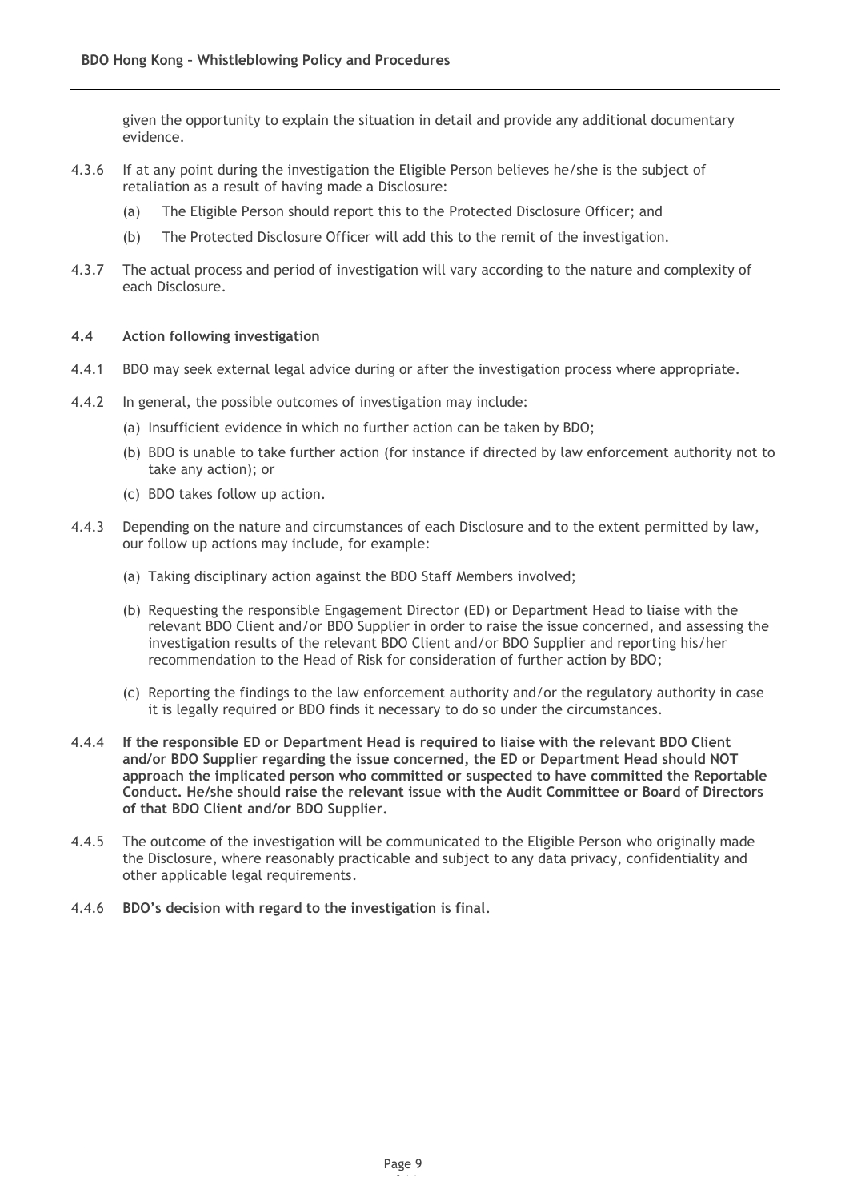given the opportunity to explain the situation in detail and provide any additional documentary evidence.

4.3.6 If at any point during the investigation the Eligible Person believes he/she is the subject of retaliation as a result of having made a Disclosure:

(a) The Eligible Person should report this to the Protected Disclosure Officer; and

(b) The Protected Disclosure Officer will add this to the remit of the investigation.

4.3.7 The actual process and period of investigation will vary according to the nature and complexity of each Disclosure.

### 4.4 Action following investigation

4.4.1 BDO may seek external legal advice during or after the investigation process where appropriate.

4.4.2 In general, the possible outcomes of investigation may include:

(a) Insufficient evidence in which no further action can be taken by BDO;

(b) BDO is unable to take further action (for instance if directed by law enforcement authority not to take any action); or

(c) BDO takes follow up action.

4.4.3 Depending on the nature and circumstances of each Disclosure and to the extent permitted by law, our follow up actions may include, for example:

(a) Taking disciplinary action against the BDO Staff Members involved;

(b) Requesting the responsible Engagement Director (ED) or Department Head to liaise with the relevant BDO Client and/or BDO Supplier in order to raise the issue concerned, and assessing the investigation results of the relevant BDO Client and/or BDO Supplier and reporting his/her recommendation to the Head of Risk for consideration of further action by BDO;

(c) Reporting the findings to the law enforcement authority and/or the regulatory authority in case it is legally required or BDO finds it necessary to do so under the circumstances.

4.4.4 **If the responsible ED or Department Head is required to liaise with the relevant BDO Client and/or BDO Supplier regarding the issue concerned, the ED or Department Head should NOT approach the implicated person who committed or suspected to have committed the Reportable Conduct. He/she should raise the relevant issue with the Audit Committee or Board of Directors of that BDO Client and/or BDO Supplier.**

4.4.5 The outcome of the investigation will be communicated to the Eligible Person who originally made the Disclosure, where reasonably practicable and subject to any data privacy, confidentiality and other applicable legal requirements.

4.4.6 **BDO's decision with regard to the investigation is final**.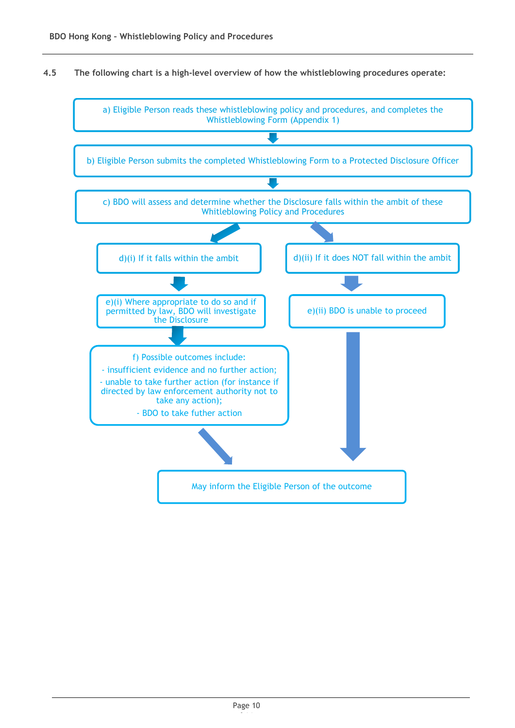**4.5 The following chart is a high-level overview of how the whistleblowing procedures operate:**

a) Eligible Person reads these whistleblowing policy and procedures, and completes the Whistleblowing Form (Appendix 1)

↓

b) Eligible Person submits the completed Whistleblowing Form to a Protected Disclosure Officer

↓

c) BDO will assess and determine whether the Disclosure falls within the ambit of these Whitleblowing Policy and Procedures

↙ ↘

d)(i) If it falls within the ambit

↓

e)(i) Where appropriate to do so and if permitted by law, BDO will investigate the Disclosure

↓

f) Possible outcomes include:
- insufficient evidence and no further action;
- unable to take further action (for instance if directed by law enforcement authority not to take any action);
- BDO to take futher action

↓

d)(ii) If it does NOT fall within the ambit

↓

e)(ii) BDO is unable to proceed

↓

May inform the Eligible Person of the outcome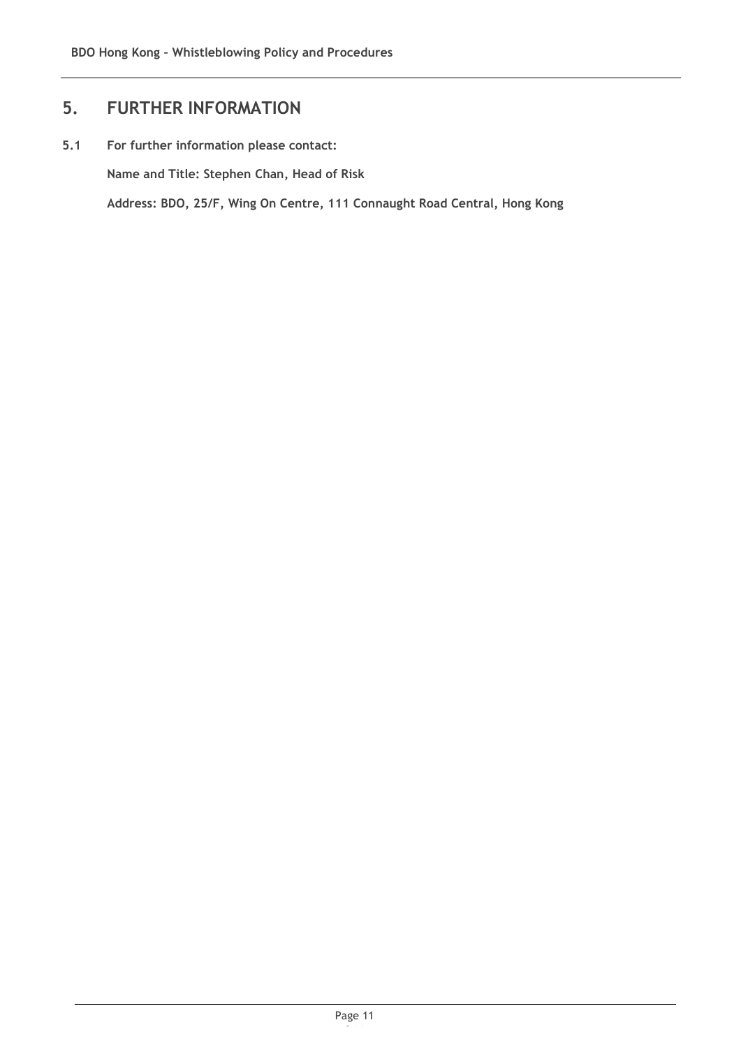## 5. FURTHER INFORMATION

**5.1 For further information please contact:**

**Name and Title: Stephen Chan, Head of Risk**

**Address: BDO, 25/F, Wing On Centre, 111 Connaught Road Central, Hong Kong**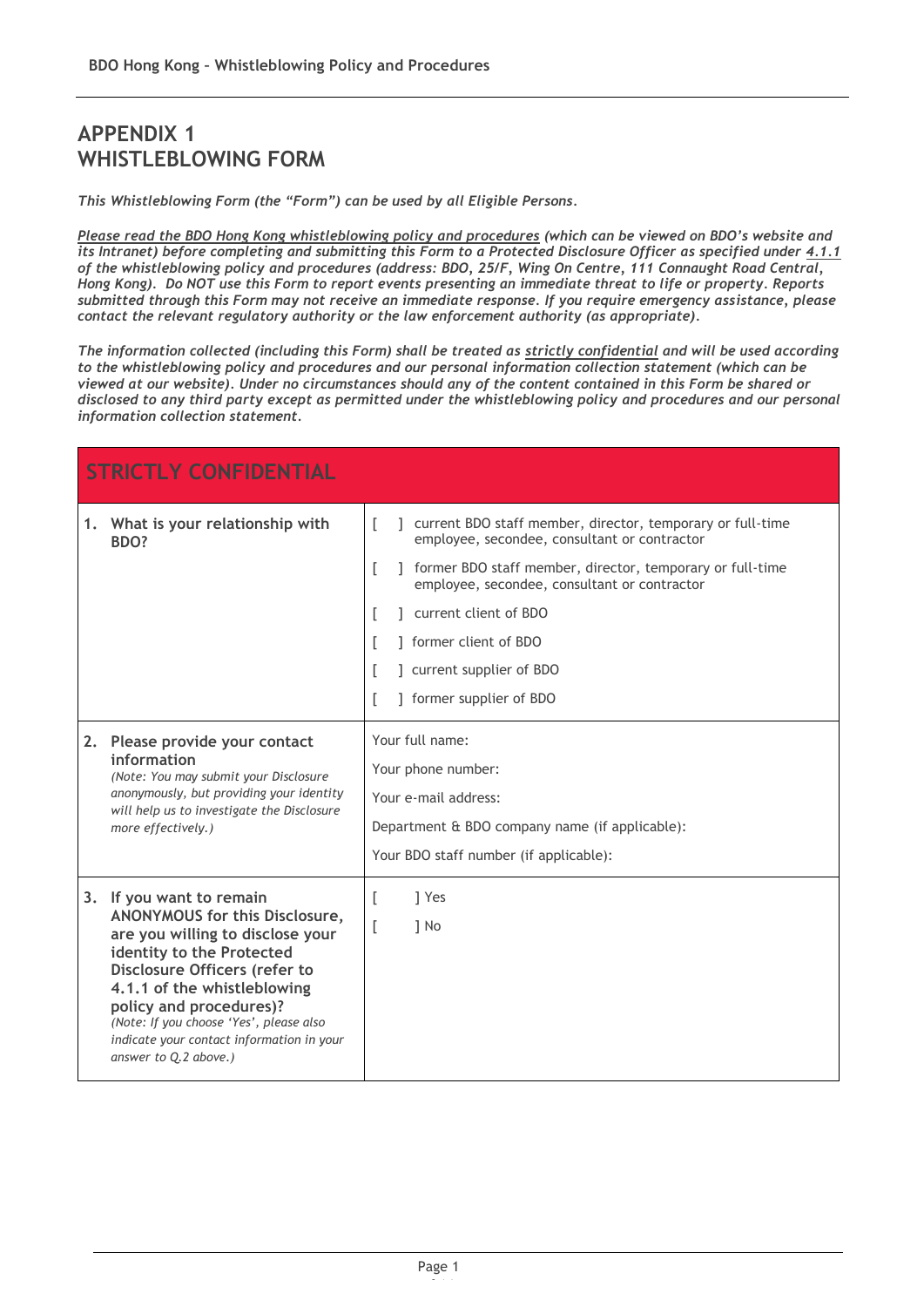# APPENDIX 1
# WHISTLEBLOWING FORM

*This Whistleblowing Form (the "Form") can be used by all Eligible Persons.*

***Please read the BDO Hong Kong whistleblowing policy and procedures** (which can be viewed on BDO's website and its Intranet) before completing and submitting this Form to a Protected Disclosure Officer as specified under 4.1.1 of the whistleblowing policy and procedures (address: BDO, 25/F, Wing On Centre, 111 Connaught Road Central, Hong Kong). Do NOT use this Form to report events presenting an immediate threat to life or property. Reports submitted through this Form may not receive an immediate response. If you require emergency assistance, please contact the relevant regulatory authority or the law enforcement authority (as appropriate).*

*The information collected (including this Form) shall be treated as strictly confidential and will be used according to the whistleblowing policy and procedures and our personal information collection statement (which can be viewed at our website). Under no circumstances should any of the content contained in this Form be shared or disclosed to any third party except as permitted under the whistleblowing policy and procedures and our personal information collection statement.*

| STRICTLY CONFIDENTIAL | |
|---|---|
| **1. What is your relationship with BDO?** | [ ] current BDO staff member, director, temporary or full-time employee, secondee, consultant or contractor<br>[ ] former BDO staff member, director, temporary or full-time employee, secondee, consultant or contractor<br>[ ] current client of BDO<br>[ ] former client of BDO<br>[ ] current supplier of BDO<br>[ ] former supplier of BDO |
| **2. Please provide your contact information**<br>*(Note: You may submit your Disclosure anonymously, but providing your identity will help us to investigate the Disclosure more effectively.)* | Your full name:<br>Your phone number:<br>Your e-mail address:<br>Department & BDO company name (if applicable):<br>Your BDO staff number (if applicable): |
| **3. If you want to remain ANONYMOUS for this Disclosure, are you willing to disclose your identity to the Protected Disclosure Officers (refer to 4.1.1 of the whistleblowing policy and procedures)?**<br>*(Note: If you choose 'Yes', please also indicate your contact information in your answer to Q.2 above.)* | [ ] Yes<br>[ ] No |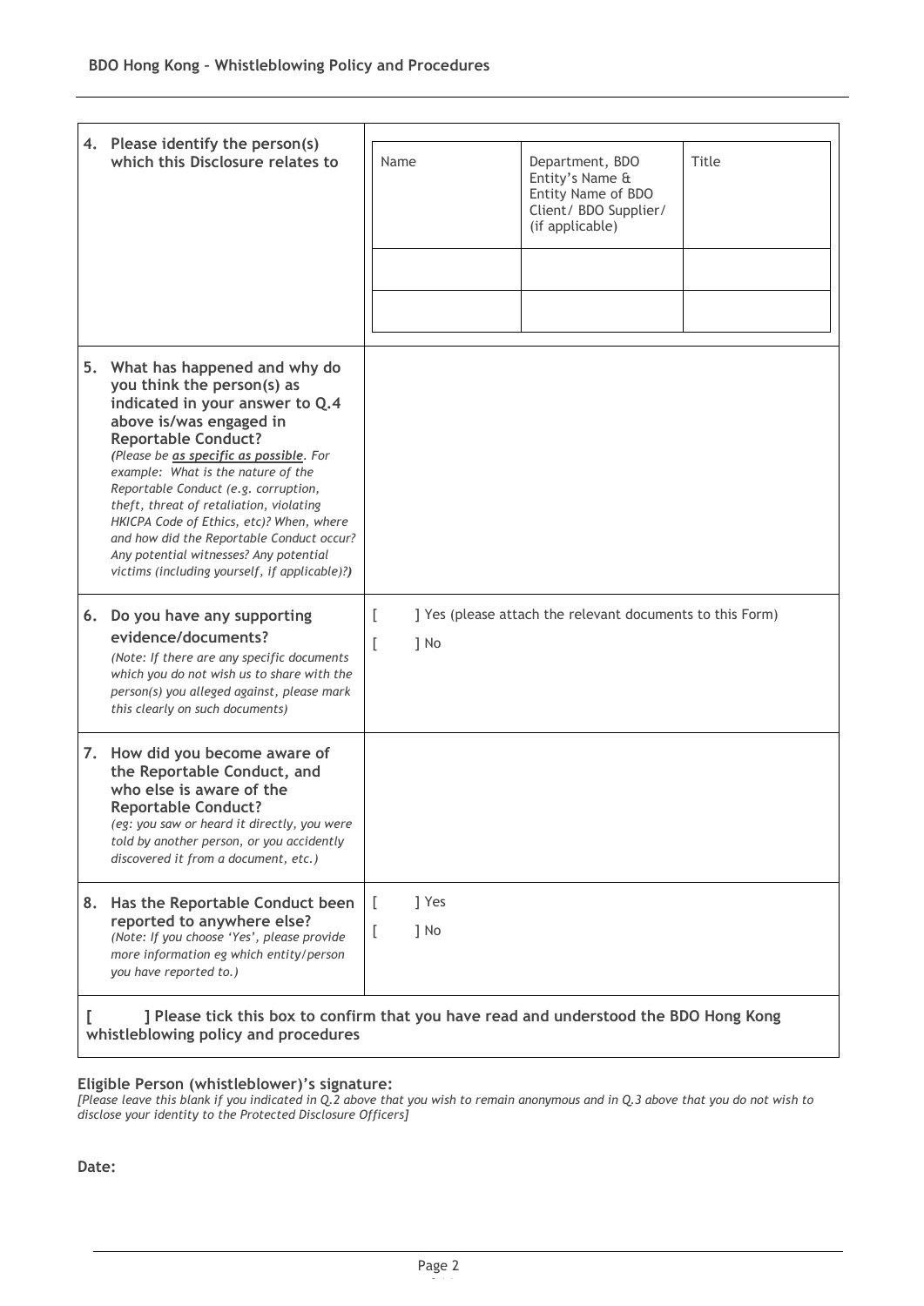| | |
|---|---|
| **4. Please identify the person(s) which this Disclosure relates to** | Name / Department, BDO Entity's Name & Entity Name of BDO Client/ BDO Supplier/ (if applicable) / Title |
| **5. What has happened and why do you think the person(s) as indicated in your answer to Q.4 above is/was engaged in Reportable Conduct?** *(Please be **as specific as possible**. For example: What is the nature of the Reportable Conduct (e.g. corruption, theft, threat of retaliation, violating HKICPA Code of Ethics, etc)? When, where and how did the Reportable Conduct occur? Any potential witnesses? Any potential victims (including yourself, if applicable)?)* | |
| **6. Do you have any supporting evidence/documents?** *(Note: If there are any specific documents which you do not wish us to share with the person(s) you alleged against, please mark this clearly on such documents)* | [ ] Yes (please attach the relevant documents to this Form)<br>[ ] No |
| **7. How did you become aware of the Reportable Conduct, and who else is aware of the Reportable Conduct?** *(eg: you saw or heard it directly, you were told by another person, or you accidently discovered it from a document, etc.)* | |
| **8. Has the Reportable Conduct been reported to anywhere else?** *(Note: If you choose 'Yes', please provide more information eg which entity/person you have reported to.)* | [ ] Yes<br>[ ] No |

| Name | Department, BDO Entity's Name & Entity Name of BDO Client/ BDO Supplier/ (if applicable) | Title |
|---|---|---|
| | | |
| | | |

**[ ] Please tick this box to confirm that you have read and understood the BDO Hong Kong whistleblowing policy and procedures**

**Eligible Person (whistleblower)'s signature:**

*[Please leave this blank if you indicated in Q.2 above that you wish to remain anonymous and in Q.3 above that you do not wish to disclose your identity to the Protected Disclosure Officers]*

**Date:**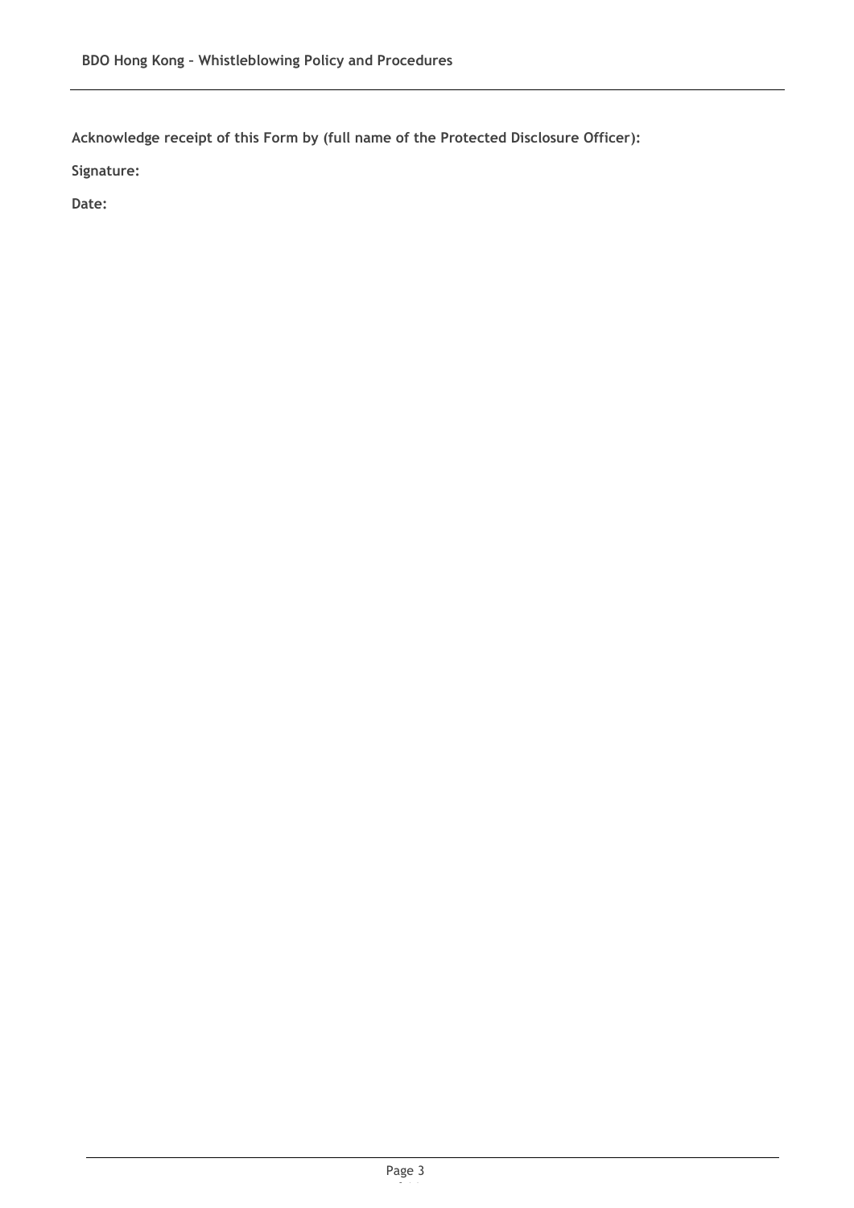**Acknowledge receipt of this Form by (full name of the Protected Disclosure Officer):**

**Signature:**

**Date:**